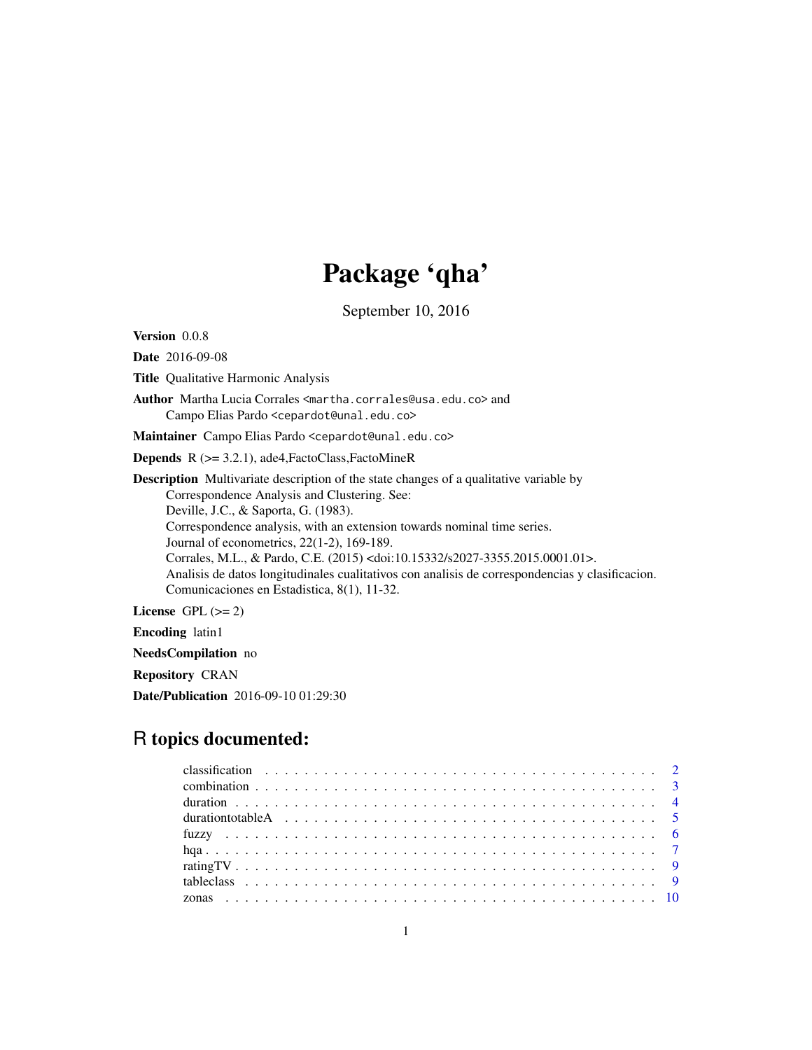# Package 'qha'

September 10, 2016

**Version** 0.0.8

**Date** 2016-09-08

**Title** Qualitative Harmonic Analysis

**Author** Martha Lucia Corrales <martha.corrales@usa.edu.co> and
Campo Elias Pardo <cepardot@unal.edu.co>

**Maintainer** Campo Elias Pardo <cepardot@unal.edu.co>

**Depends** R (>= 3.2.1), ade4,FactoClass,FactoMineR

**Description** Multivariate description of the state changes of a qualitative variable by
Correspondence Analysis and Clustering. See:
Deville, J.C., & Saporta, G. (1983).
Correspondence analysis, with an extension towards nominal time series.
Journal of econometrics, 22(1-2), 169-189.
Corrales, M.L., & Pardo, C.E. (2015) <doi:10.15332/s2027-3355.2015.0001.01>.
Analisis de datos longitudinales cualitativos con analisis de correspondencias y clasificacion.
Comunicaciones en Estadistica, 8(1), 11-32.

**License** GPL (>= 2)

**Encoding** latin1

**NeedsCompilation** no

**Repository** CRAN

**Date/Publication** 2016-09-10 01:29:30

## R topics documented:

| | |
|---|---|
| classification | 2 |
| combination | 3 |
| duration | 4 |
| durationtotableA | 5 |
| fuzzy | 6 |
| hqa | 7 |
| ratingTV | 9 |
| tableclass | 9 |
| zonas | 10 |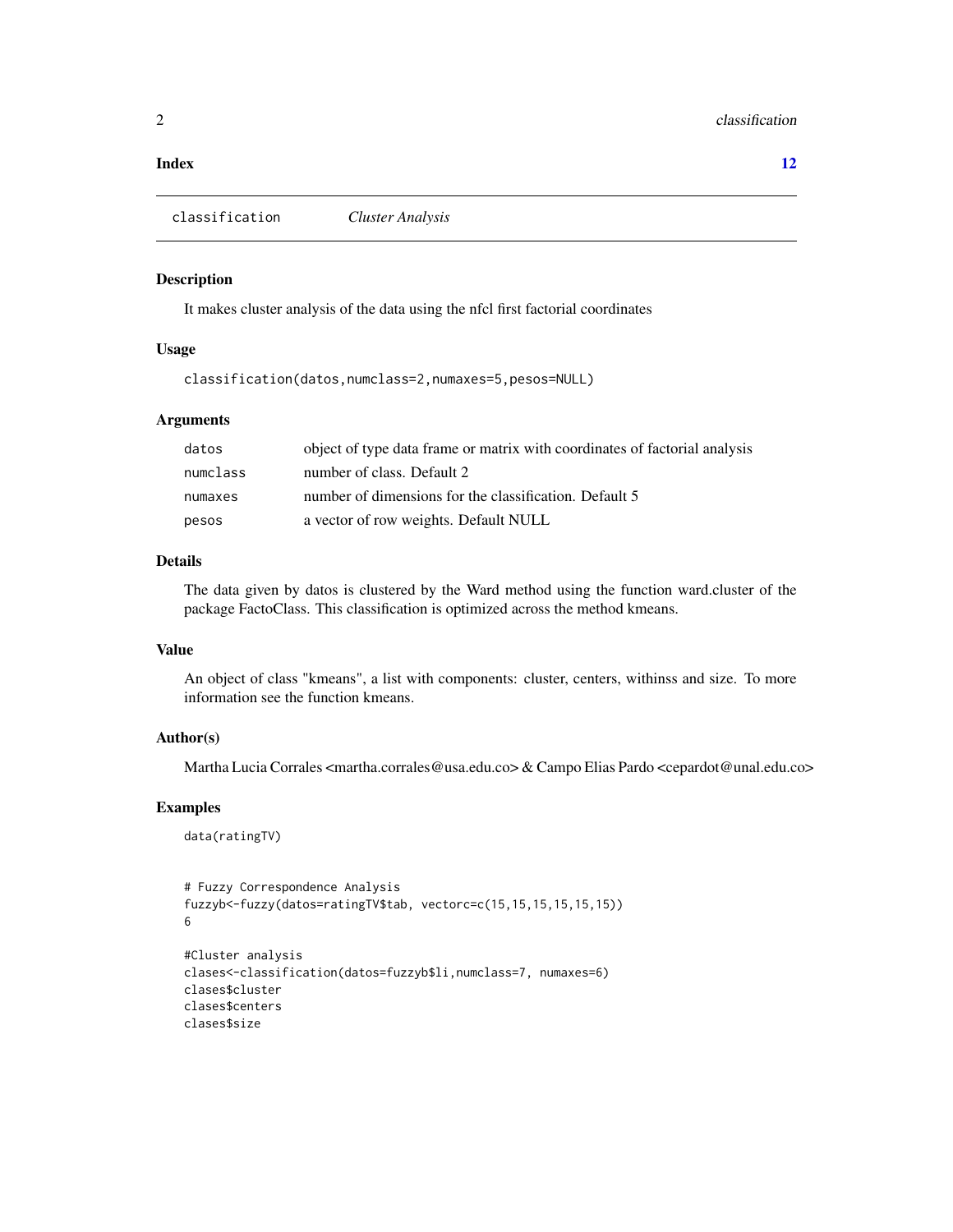**Index** **12**

---

`classification` *Cluster Analysis*

---

### Description

It makes cluster analysis of the data using the nfcl first factorial coordinates

### Usage

```
classification(datos,numclass=2,numaxes=5,pesos=NULL)
```

### Arguments

| | |
|---|---|
| `datos` | object of type data frame or matrix with coordinates of factorial analysis |
| `numclass` | number of class. Default 2 |
| `numaxes` | number of dimensions for the classification. Default 5 |
| `pesos` | a vector of row weights. Default NULL |

### Details

The data given by datos is clustered by the Ward method using the function ward.cluster of the package FactoClass. This classification is optimized across the method kmeans.

### Value

An object of class "kmeans", a list with components: cluster, centers, withinss and size. To more information see the function kmeans.

### Author(s)

Martha Lucia Corrales <martha.corrales@usa.edu.co> & Campo Elias Pardo <cepardot@unal.edu.co>

### Examples

```
data(ratingTV)


# Fuzzy Correspondence Analysis
fuzzyb<-fuzzy(datos=ratingTV$tab, vectorc=c(15,15,15,15,15,15))
6

#Cluster analysis
clases<-classification(datos=fuzzyb$li,numclass=7, numaxes=6)
clases$cluster
clases$centers
clases$size
```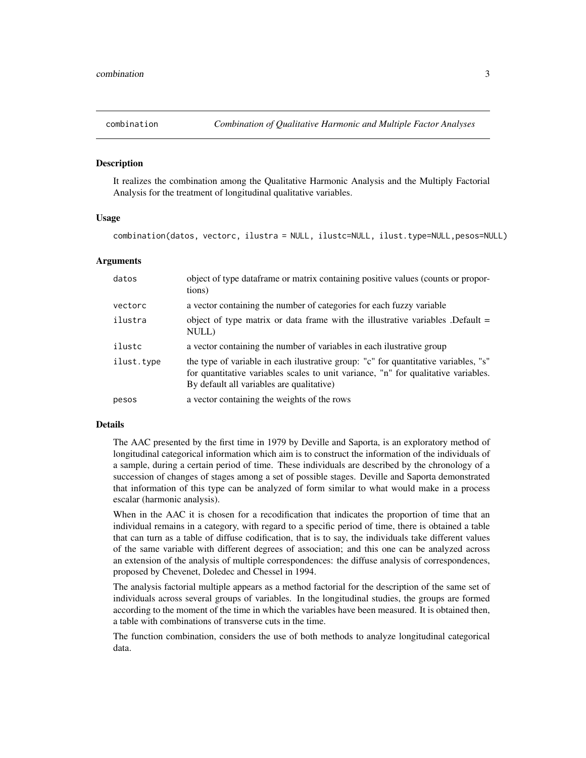# combination — *Combination of Qualitative Harmonic and Multiple Factor Analyses*

## Description

It realizes the combination among the Qualitative Harmonic Analysis and the Multiply Factorial Analysis for the treatment of longitudinal qualitative variables.

## Usage

```
combination(datos, vectorc, ilustra = NULL, ilustc=NULL, ilust.type=NULL,pesos=NULL)
```

## Arguments

| | |
|---|---|
| datos | object of type dataframe or matrix containing positive values (counts or proportions) |
| vectorc | a vector containing the number of categories for each fuzzy variable |
| ilustra | object of type matrix or data frame with the illustrative variables .Default = NULL) |
| ilustc | a vector containing the number of variables in each ilustrative group |
| ilust.type | the type of variable in each ilustrative group: "c" for quantitative variables, "s" for quantitative variables scales to unit variance, "n" for qualitative variables. By default all variables are qualitative) |
| pesos | a vector containing the weights of the rows |

## Details

The AAC presented by the first time in 1979 by Deville and Saporta, is an exploratory method of longitudinal categorical information which aim is to construct the information of the individuals of a sample, during a certain period of time. These individuals are described by the chronology of a succession of changes of stages among a set of possible stages. Deville and Saporta demonstrated that information of this type can be analyzed of form similar to what would make in a process escalar (harmonic analysis).

When in the AAC it is chosen for a recodification that indicates the proportion of time that an individual remains in a category, with regard to a specific period of time, there is obtained a table that can turn as a table of diffuse codification, that is to say, the individuals take different values of the same variable with different degrees of association; and this one can be analyzed across an extension of the analysis of multiple correspondences: the diffuse analysis of correspondences, proposed by Chevenet, Doledec and Chessel in 1994.

The analysis factorial multiple appears as a method factorial for the description of the same set of individuals across several groups of variables. In the longitudinal studies, the groups are formed according to the moment of the time in which the variables have been measured. It is obtained then, a table with combinations of transverse cuts in the time.

The function combination, considers the use of both methods to analyze longitudinal categorical data.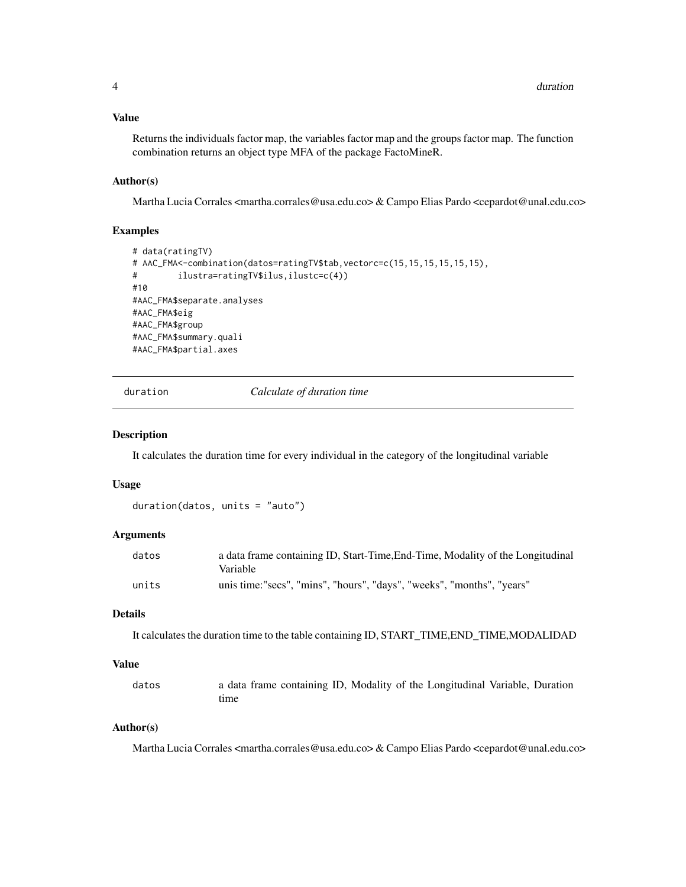### Value

Returns the individuals factor map, the variables factor map and the groups factor map. The function combination returns an object type MFA of the package FactoMineR.

### Author(s)

Martha Lucia Corrales <martha.corrales@usa.edu.co> & Campo Elias Pardo <cepardot@unal.edu.co>

### Examples

```
# data(ratingTV)
# AAC_FMA<-combination(datos=ratingTV$tab,vectorc=c(15,15,15,15,15,15),
#        ilustra=ratingTV$ilus,ilustc=c(4))
#10
#AAC_FMA$separate.analyses
#AAC_FMA$eig
#AAC_FMA$group
#AAC_FMA$summary.quali
#AAC_FMA$partial.axes
```

---

## duration — *Calculate of duration time*

---

### Description

It calculates the duration time for every individual in the category of the longitudinal variable

### Usage

```
duration(datos, units = "auto")
```

### Arguments

| | |
|---|---|
| datos | a data frame containing ID, Start-Time,End-Time, Modality of the Longitudinal Variable |
| units | unis time:"secs", "mins", "hours", "days", "weeks", "months", "years" |

### Details

It calculates the duration time to the table containing ID, START_TIME,END_TIME,MODALIDAD

### Value

| | |
|---|---|
| datos | a data frame containing ID, Modality of the Longitudinal Variable, Duration time |

### Author(s)

Martha Lucia Corrales <martha.corrales@usa.edu.co> & Campo Elias Pardo <cepardot@unal.edu.co>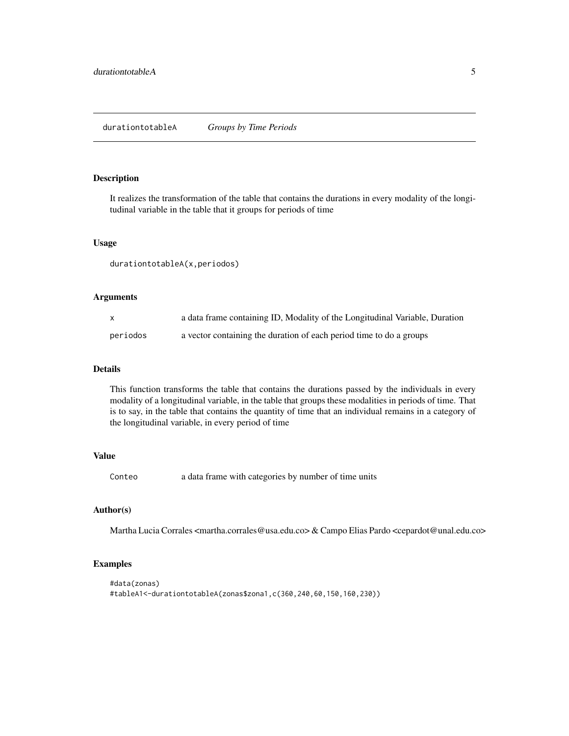## durationtotableA — *Groups by Time Periods*

### Description

It realizes the transformation of the table that contains the durations in every modality of the longitudinal variable in the table that it groups for periods of time

### Usage

```
durationtotableA(x,periodos)
```

### Arguments

| | |
|---|---|
| `x` | a data frame containing ID, Modality of the Longitudinal Variable, Duration |
| `periodos` | a vector containing the duration of each period time to do a groups |

### Details

This function transforms the table that contains the durations passed by the individuals in every modality of a longitudinal variable, in the table that groups these modalities in periods of time. That is to say, in the table that contains the quantity of time that an individual remains in a category of the longitudinal variable, in every period of time

### Value

| | |
|---|---|
| `Conteo` | a data frame with categories by number of time units |

### Author(s)

Martha Lucia Corrales <martha.corrales@usa.edu.co> & Campo Elias Pardo <cepardot@unal.edu.co>

### Examples

```
#data(zonas)
#tableA1<-durationtotableA(zonas$zona1,c(360,240,60,150,160,230))
```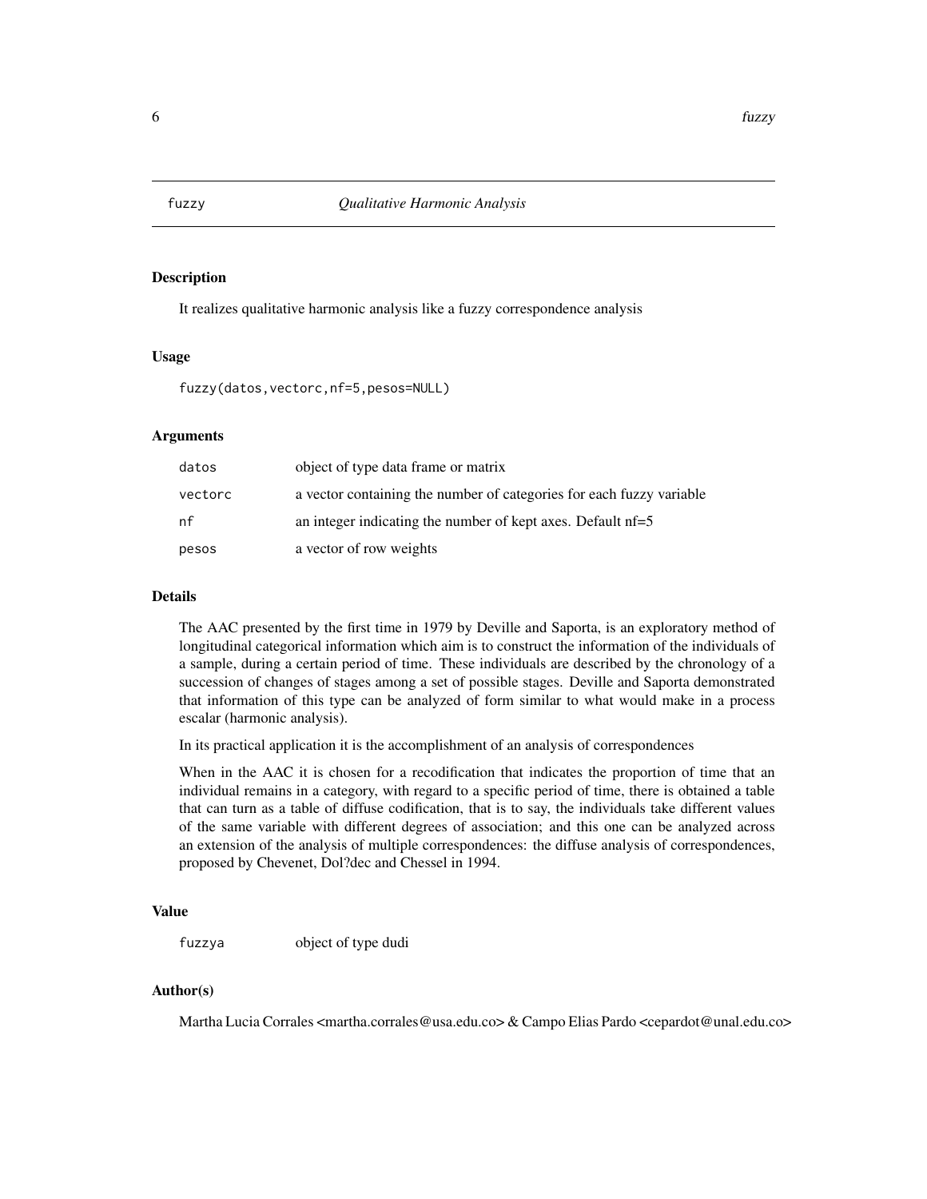# fuzzy — *Qualitative Harmonic Analysis*

## Description

It realizes qualitative harmonic analysis like a fuzzy correspondence analysis

## Usage

```
fuzzy(datos,vectorc,nf=5,pesos=NULL)
```

## Arguments

| | |
|---|---|
| datos | object of type data frame or matrix |
| vectorc | a vector containing the number of categories for each fuzzy variable |
| nf | an integer indicating the number of kept axes. Default nf=5 |
| pesos | a vector of row weights |

## Details

The AAC presented by the first time in 1979 by Deville and Saporta, is an exploratory method of longitudinal categorical information which aim is to construct the information of the individuals of a sample, during a certain period of time. These individuals are described by the chronology of a succession of changes of stages among a set of possible stages. Deville and Saporta demonstrated that information of this type can be analyzed of form similar to what would make in a process escalar (harmonic analysis).

In its practical application it is the accomplishment of an analysis of correspondences

When in the AAC it is chosen for a recodification that indicates the proportion of time that an individual remains in a category, with regard to a specific period of time, there is obtained a table that can turn as a table of diffuse codification, that is to say, the individuals take different values of the same variable with different degrees of association; and this one can be analyzed across an extension of the analysis of multiple correspondences: the diffuse analysis of correspondences, proposed by Chevenet, Dol?dec and Chessel in 1994.

## Value

| | |
|---|---|
| fuzzya | object of type dudi |

## Author(s)

Martha Lucia Corrales <martha.corrales@usa.edu.co> & Campo Elias Pardo <cepardot@unal.edu.co>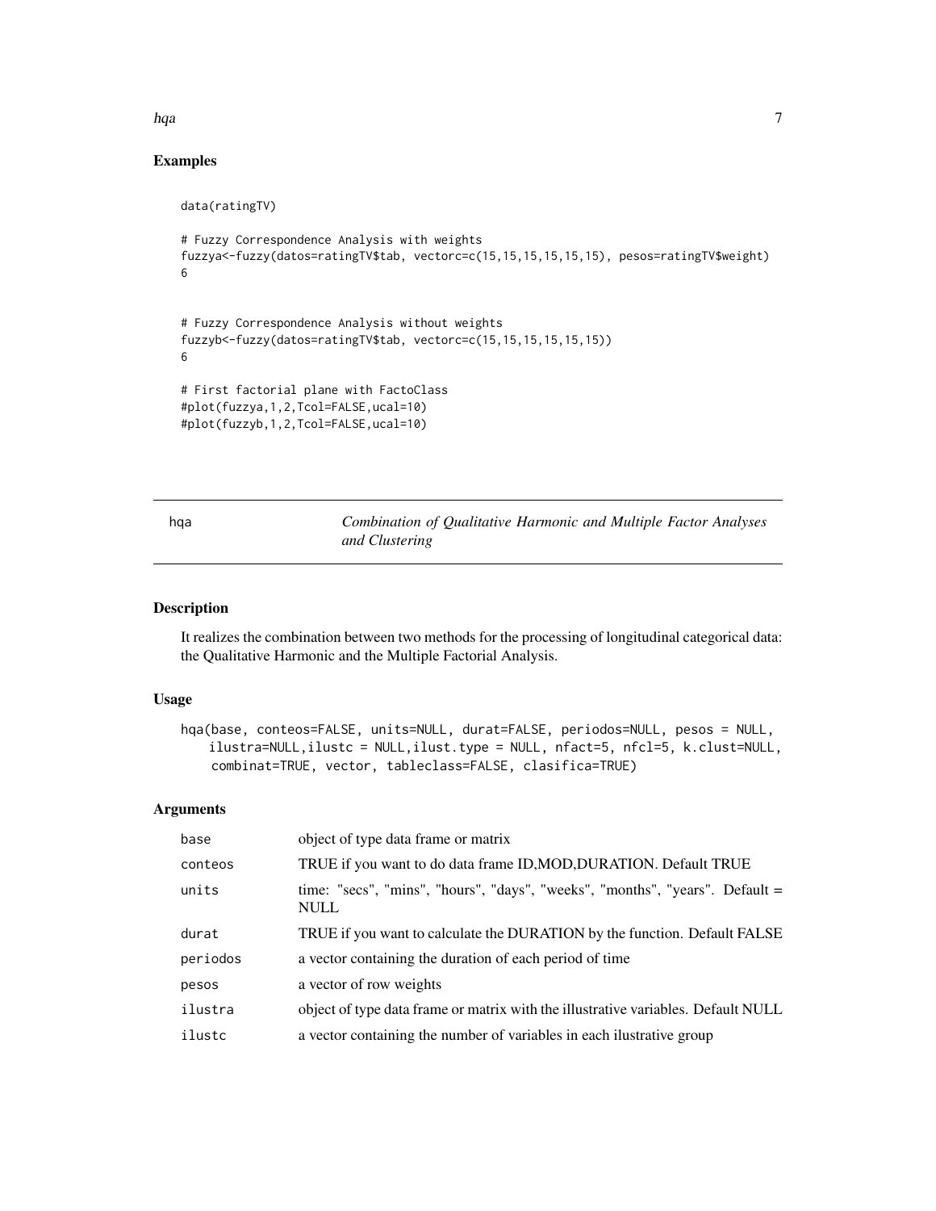## Examples

```
data(ratingTV)

# Fuzzy Correspondence Analysis with weights
fuzzya<-fuzzy(datos=ratingTV$tab, vectorc=c(15,15,15,15,15,15), pesos=ratingTV$weight)
6


# Fuzzy Correspondence Analysis without weights
fuzzyb<-fuzzy(datos=ratingTV$tab, vectorc=c(15,15,15,15,15,15))
6

# First factorial plane with FactoClass
#plot(fuzzya,1,2,Tcol=FALSE,ucal=10)
#plot(fuzzyb,1,2,Tcol=FALSE,ucal=10)
```

---

# hqa *Combination of Qualitative Harmonic and Multiple Factor Analyses and Clustering*

---

## Description

It realizes the combination between two methods for the processing of longitudinal categorical data: the Qualitative Harmonic and the Multiple Factorial Analysis.

## Usage

```
hqa(base, conteos=FALSE, units=NULL, durat=FALSE, periodos=NULL, pesos = NULL,
    ilustra=NULL,ilustc = NULL,ilust.type = NULL, nfact=5, nfcl=5, k.clust=NULL,
    combinat=TRUE, vector, tableclass=FALSE, clasifica=TRUE)
```

## Arguments

| | |
|---|---|
| base | object of type data frame or matrix |
| conteos | TRUE if you want to do data frame ID,MOD,DURATION. Default TRUE |
| units | time: "secs", "mins", "hours", "days", "weeks", "months", "years". Default = NULL |
| durat | TRUE if you want to calculate the DURATION by the function. Default FALSE |
| periodos | a vector containing the duration of each period of time |
| pesos | a vector of row weights |
| ilustra | object of type data frame or matrix with the illustrative variables. Default NULL |
| ilustc | a vector containing the number of variables in each ilustrative group |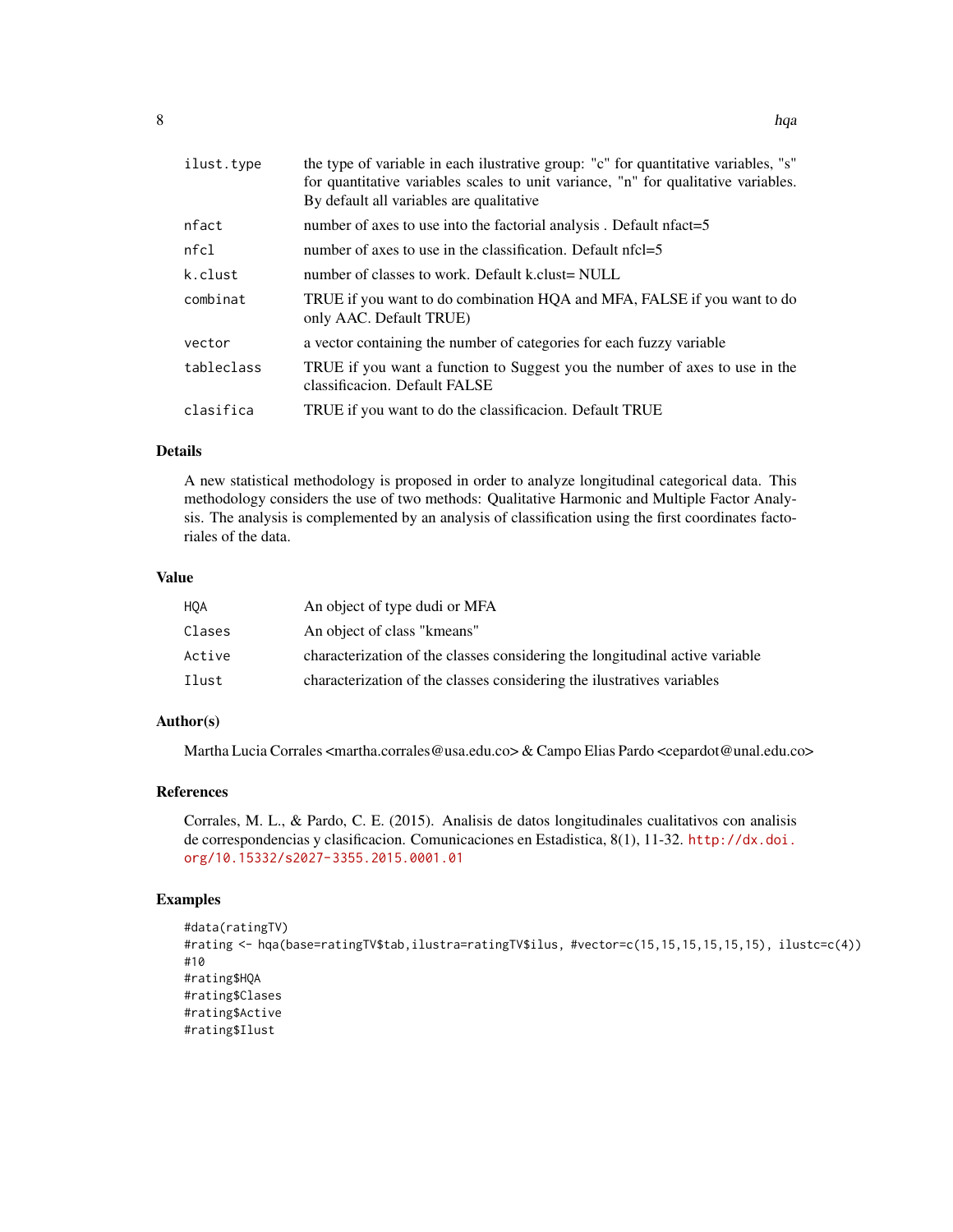| | |
|---|---|
| ilust.type | the type of variable in each ilustrative group: "c" for quantitative variables, "s" for quantitative variables scales to unit variance, "n" for qualitative variables. By default all variables are qualitative |
| nfact | number of axes to use into the factorial analysis . Default nfact=5 |
| nfcl | number of axes to use in the classification. Default nfcl=5 |
| k.clust | number of classes to work. Default k.clust= NULL |
| combinat | TRUE if you want to do combination HQA and MFA, FALSE if you want to do only AAC. Default TRUE) |
| vector | a vector containing the number of categories for each fuzzy variable |
| tableclass | TRUE if you want a function to Suggest you the number of axes to use in the classificacion. Default FALSE |
| clasifica | TRUE if you want to do the classificacion. Default TRUE |

## Details

A new statistical methodology is proposed in order to analyze longitudinal categorical data. This methodology considers the use of two methods: Qualitative Harmonic and Multiple Factor Analysis. The analysis is complemented by an analysis of classification using the first coordinates factoriales of the data.

## Value

| | |
|---|---|
| HQA | An object of type dudi or MFA |
| Clases | An object of class "kmeans" |
| Active | characterization of the classes considering the longitudinal active variable |
| Ilust | characterization of the classes considering the ilustratives variables |

## Author(s)

Martha Lucia Corrales <martha.corrales@usa.edu.co> & Campo Elias Pardo <cepardot@unal.edu.co>

## References

Corrales, M. L., & Pardo, C. E. (2015). Analisis de datos longitudinales cualitativos con analisis de correspondencias y clasificacion. Comunicaciones en Estadistica, 8(1), 11-32. http://dx.doi.org/10.15332/s2027-3355.2015.0001.01

## Examples

```
#data(ratingTV)
#rating <- hqa(base=ratingTV$tab,ilustra=ratingTV$ilus, #vector=c(15,15,15,15,15,15), ilustc=c(4))
#10
#rating$HQA
#rating$Clases
#rating$Active
#rating$Ilust
```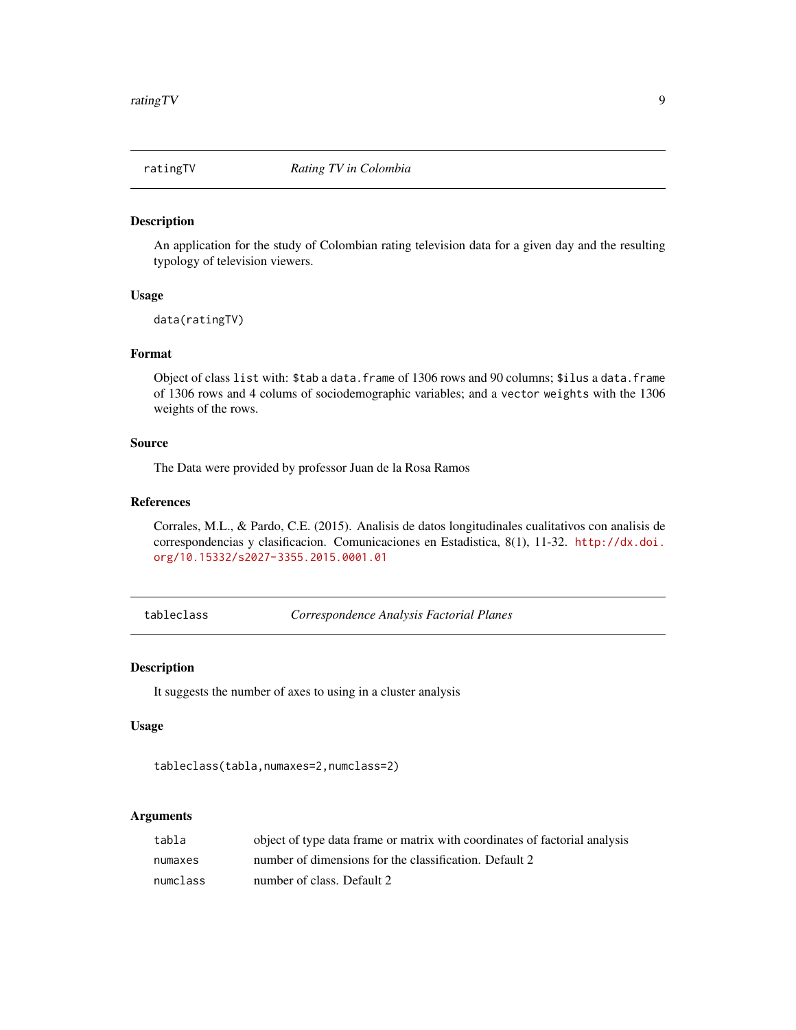## ratingTV — *Rating TV in Colombia*

### Description

An application for the study of Colombian rating television data for a given day and the resulting typology of television viewers.

### Usage

```
data(ratingTV)
```

### Format

Object of class `list` with: `$tab` a `data.frame` of 1306 rows and 90 columns; `$ilus` a `data.frame` of 1306 rows and 4 colums of sociodemographic variables; and a `vector` `weights` with the 1306 weights of the rows.

### Source

The Data were provided by professor Juan de la Rosa Ramos

### References

Corrales, M.L., & Pardo, C.E. (2015). Analisis de datos longitudinales cualitativos con analisis de correspondencias y clasificacion. Comunicaciones en Estadistica, 8(1), 11-32. http://dx.doi.org/10.15332/s2027-3355.2015.0001.01

## tableclass — *Correspondence Analysis Factorial Planes*

### Description

It suggests the number of axes to using in a cluster analysis

### Usage

```
tableclass(tabla,numaxes=2,numclass=2)
```

### Arguments

| | |
|---|---|
| `tabla` | object of type data frame or matrix with coordinates of factorial analysis |
| `numaxes` | number of dimensions for the classification. Default 2 |
| `numclass` | number of class. Default 2 |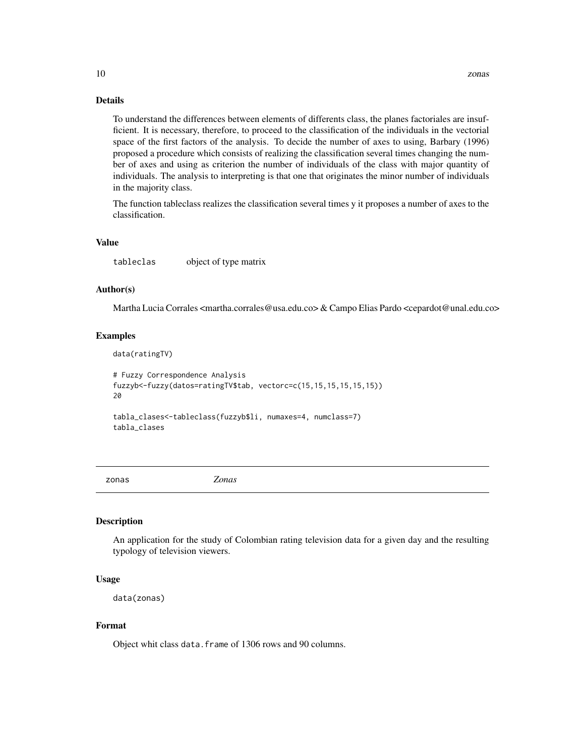### Details

To understand the differences between elements of differents class, the planes factoriales are insufficient. It is necessary, therefore, to proceed to the classification of the individuals in the vectorial space of the first factors of the analysis. To decide the number of axes to using, Barbary (1996) proposed a procedure which consists of realizing the classification several times changing the number of axes and using as criterion the number of individuals of the class with major quantity of individuals. The analysis to interpreting is that one that originates the minor number of individuals in the majority class.

The function tableclass realizes the classification several times y it proposes a number of axes to the classification.

### Value

| | |
|---|---|
| tableclas | object of type matrix |

### Author(s)

Martha Lucia Corrales <martha.corrales@usa.edu.co> & Campo Elias Pardo <cepardot@unal.edu.co>

### Examples

```
data(ratingTV)

# Fuzzy Correspondence Analysis
fuzzyb<-fuzzy(datos=ratingTV$tab, vectorc=c(15,15,15,15,15,15))
20

tabla_clases<-tableclass(fuzzyb$li, numaxes=4, numclass=7)
tabla_clases
```

---

## zonas *Zonas*

### Description

An application for the study of Colombian rating television data for a given day and the resulting typology of television viewers.

### Usage

```
data(zonas)
```

### Format

Object whit class `data.frame` of 1306 rows and 90 columns.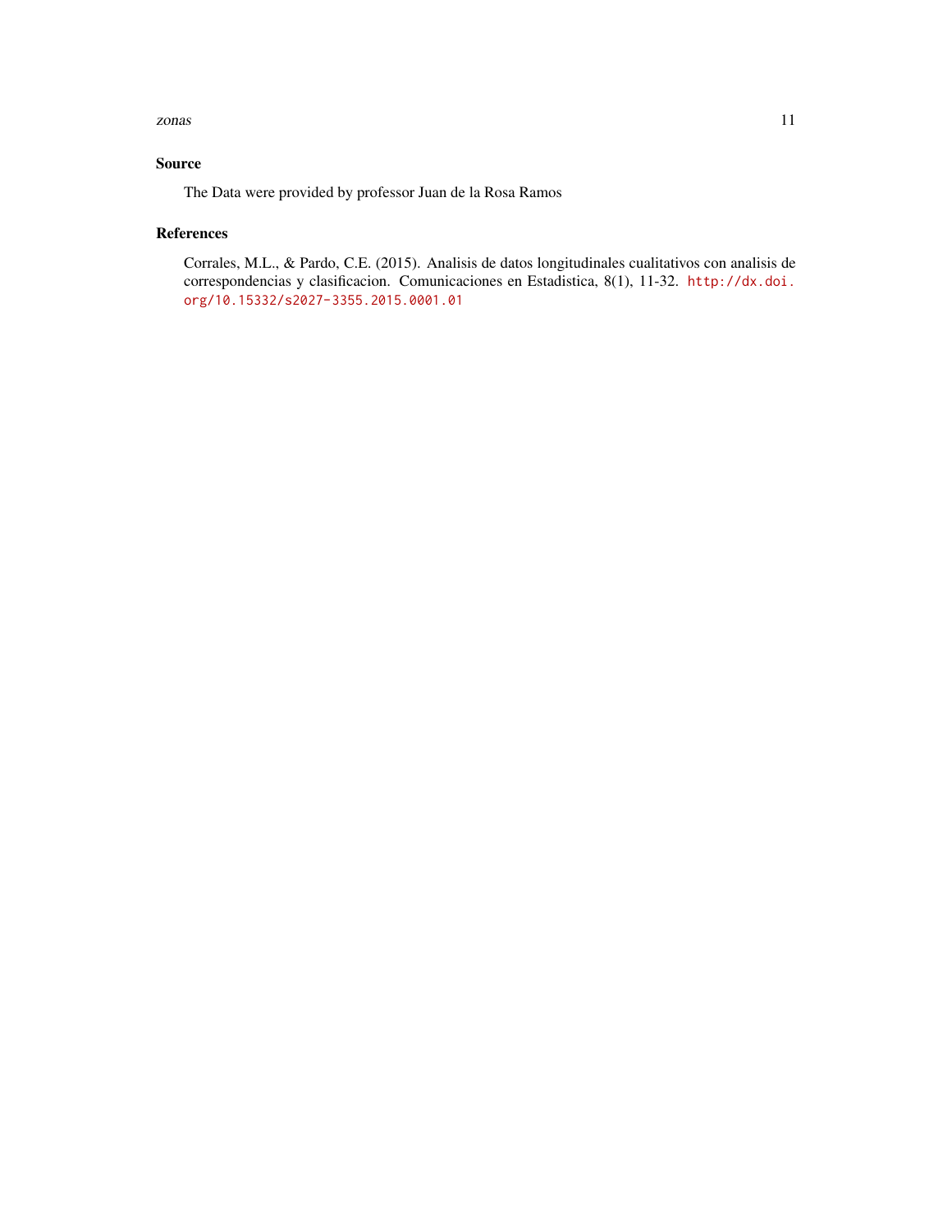## Source

The Data were provided by professor Juan de la Rosa Ramos

## References

Corrales, M.L., & Pardo, C.E. (2015). Analisis de datos longitudinales cualitativos con analisis de correspondencias y clasificacion. Comunicaciones en Estadistica, 8(1), 11-32. http://dx.doi.org/10.15332/s2027-3355.2015.0001.01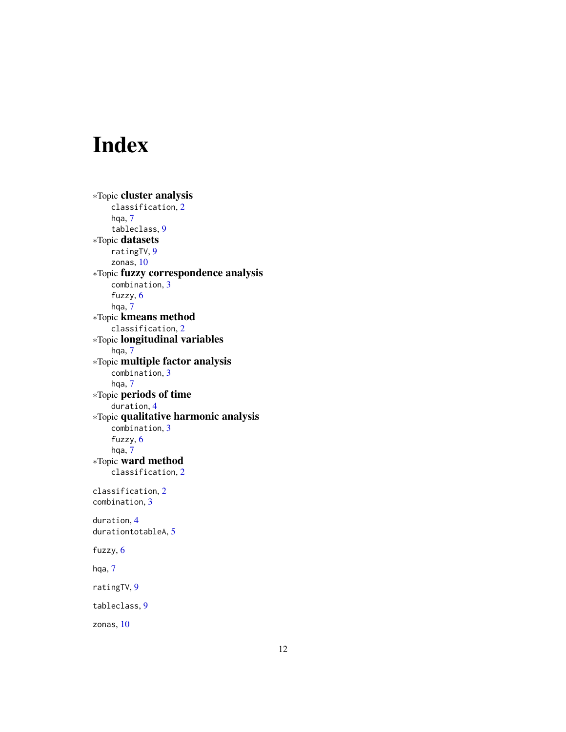# Index

∗Topic **cluster analysis**
  classification, 2
  hqa, 7
  tableclass, 9
∗Topic **datasets**
  ratingTV, 9
  zonas, 10
∗Topic **fuzzy correspondence analysis**
  combination, 3
  fuzzy, 6
  hqa, 7
∗Topic **kmeans method**
  classification, 2
∗Topic **longitudinal variables**
  hqa, 7
∗Topic **multiple factor analysis**
  combination, 3
  hqa, 7
∗Topic **periods of time**
  duration, 4
∗Topic **qualitative harmonic analysis**
  combination, 3
  fuzzy, 6
  hqa, 7
∗Topic **ward method**
  classification, 2

classification, 2
combination, 3

duration, 4
durationtotableA, 5

fuzzy, 6

hqa, 7

ratingTV, 9

tableclass, 9

zonas, 10